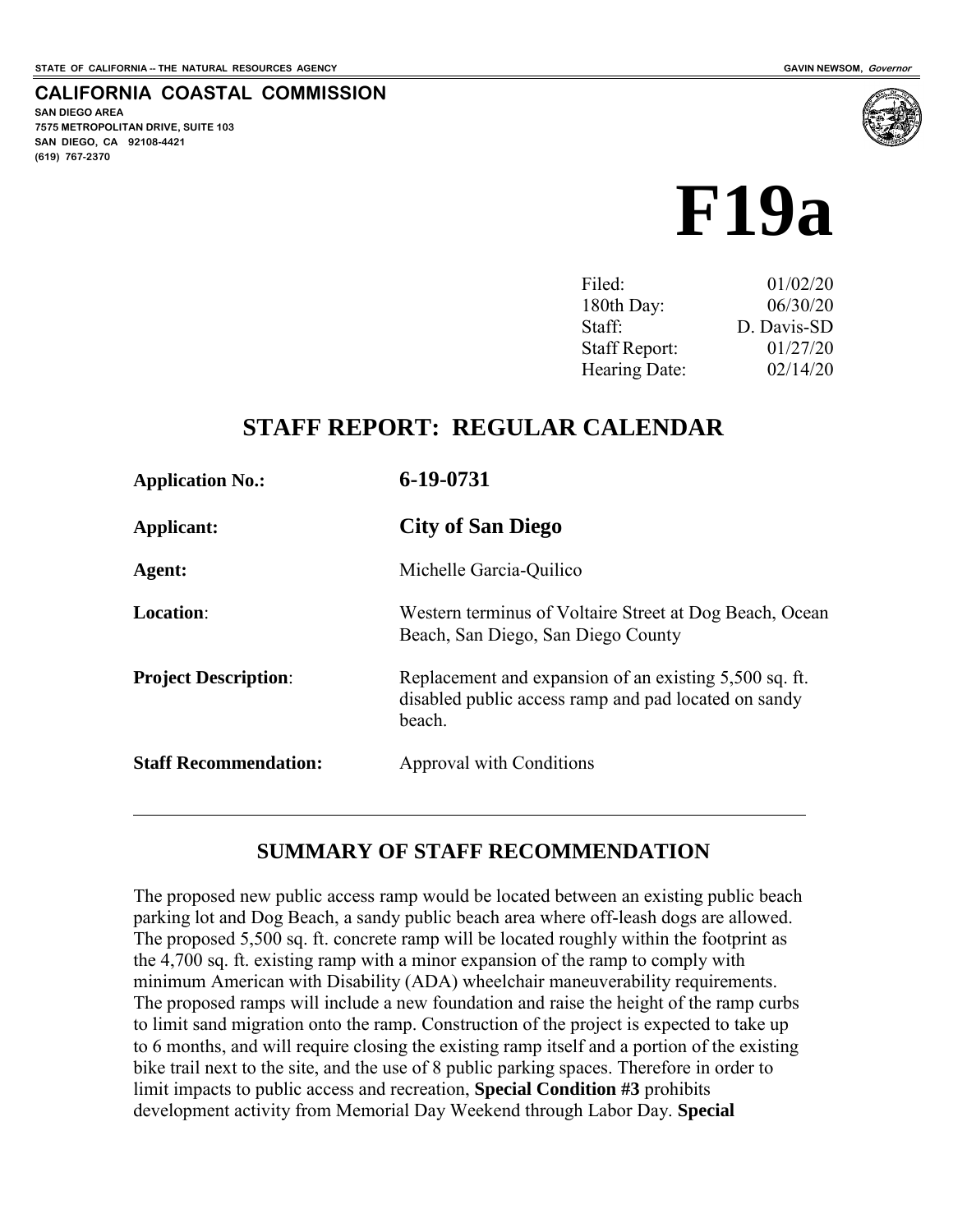STATE OF CALIFORNIA -- THE NATURAL RESOURCES AGENCY

GAVIN NEWSOM, *Governor*

**CALIFORNIA COASTAL COMMISSION**

SAN DIEGO AREA
7575 METROPOLITAN DRIVE, SUITE 103
SAN DIEGO, CA 92108-4421
(619) 767-2370

# F19a

| | |
|---|---|
| Filed: | 01/02/20 |
| 180th Day: | 06/30/20 |
| Staff: | D. Davis-SD |
| Staff Report: | 01/27/20 |
| Hearing Date: | 02/14/20 |

## STAFF REPORT: REGULAR CALENDAR

| | |
|---|---|
| **Application No.:** | **6-19-0731** |
| **Applicant:** | **City of San Diego** |
| **Agent:** | Michelle Garcia-Quilico |
| **Location**: | Western terminus of Voltaire Street at Dog Beach, Ocean Beach, San Diego, San Diego County |
| **Project Description**: | Replacement and expansion of an existing 5,500 sq. ft. disabled public access ramp and pad located on sandy beach. |
| **Staff Recommendation:** | Approval with Conditions |

---

### SUMMARY OF STAFF RECOMMENDATION

The proposed new public access ramp would be located between an existing public beach parking lot and Dog Beach, a sandy public beach area where off-leash dogs are allowed. The proposed 5,500 sq. ft. concrete ramp will be located roughly within the footprint as the 4,700 sq. ft. existing ramp with a minor expansion of the ramp to comply with minimum American with Disability (ADA) wheelchair maneuverability requirements. The proposed ramps will include a new foundation and raise the height of the ramp curbs to limit sand migration onto the ramp. Construction of the project is expected to take up to 6 months, and will require closing the existing ramp itself and a portion of the existing bike trail next to the site, and the use of 8 public parking spaces. Therefore in order to limit impacts to public access and recreation, **Special Condition #3** prohibits development activity from Memorial Day Weekend through Labor Day. **Special**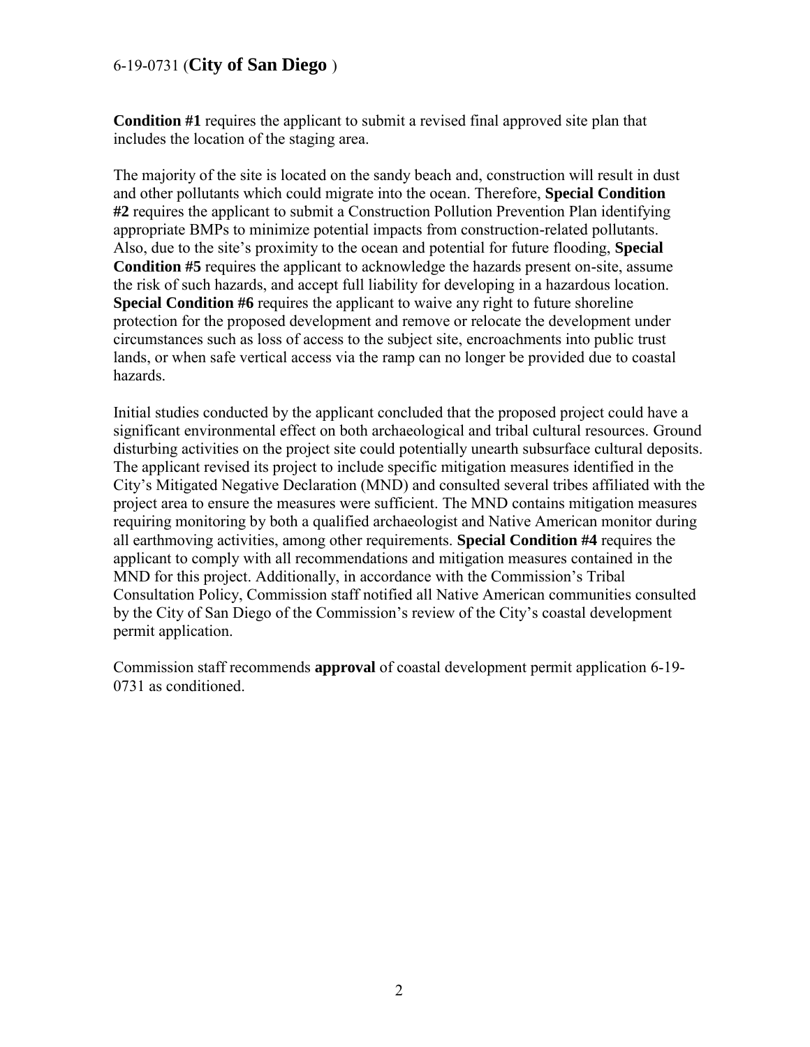**Condition #1** requires the applicant to submit a revised final approved site plan that includes the location of the staging area.

The majority of the site is located on the sandy beach and, construction will result in dust and other pollutants which could migrate into the ocean. Therefore, **Special Condition #2** requires the applicant to submit a Construction Pollution Prevention Plan identifying appropriate BMPs to minimize potential impacts from construction-related pollutants. Also, due to the site's proximity to the ocean and potential for future flooding, **Special Condition #5** requires the applicant to acknowledge the hazards present on-site, assume the risk of such hazards, and accept full liability for developing in a hazardous location. **Special Condition #6** requires the applicant to waive any right to future shoreline protection for the proposed development and remove or relocate the development under circumstances such as loss of access to the subject site, encroachments into public trust lands, or when safe vertical access via the ramp can no longer be provided due to coastal hazards.

Initial studies conducted by the applicant concluded that the proposed project could have a significant environmental effect on both archaeological and tribal cultural resources. Ground disturbing activities on the project site could potentially unearth subsurface cultural deposits. The applicant revised its project to include specific mitigation measures identified in the City's Mitigated Negative Declaration (MND) and consulted several tribes affiliated with the project area to ensure the measures were sufficient. The MND contains mitigation measures requiring monitoring by both a qualified archaeologist and Native American monitor during all earthmoving activities, among other requirements. **Special Condition #4** requires the applicant to comply with all recommendations and mitigation measures contained in the MND for this project. Additionally, in accordance with the Commission's Tribal Consultation Policy, Commission staff notified all Native American communities consulted by the City of San Diego of the Commission's review of the City's coastal development permit application.

Commission staff recommends **approval** of coastal development permit application 6-19-0731 as conditioned.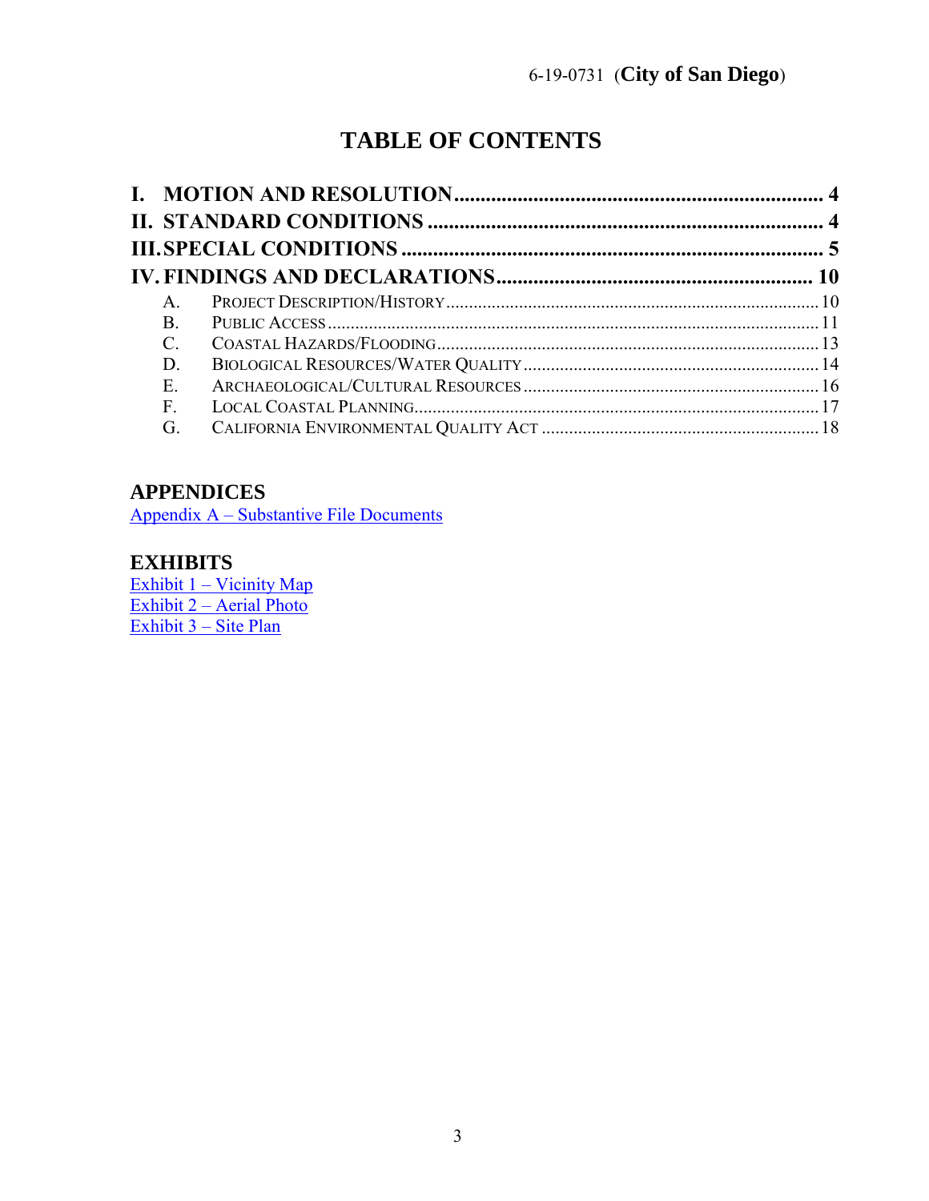# TABLE OF CONTENTS

**I. MOTION AND RESOLUTION .......... 4**
**II. STANDARD CONDITIONS .......... 4**
**III. SPECIAL CONDITIONS .......... 5**
**IV. FINDINGS AND DECLARATIONS .......... 10**

- A. PROJECT DESCRIPTION/HISTORY .......... 10
- B. PUBLIC ACCESS .......... 11
- C. COASTAL HAZARDS/FLOODING .......... 13
- D. BIOLOGICAL RESOURCES/WATER QUALITY .......... 14
- E. ARCHAEOLOGICAL/CULTURAL RESOURCES .......... 16
- F. LOCAL COASTAL PLANNING .......... 17
- G. CALIFORNIA ENVIRONMENTAL QUALITY ACT .......... 18

## APPENDICES

Appendix A – Substantive File Documents

## EXHIBITS

Exhibit 1 – Vicinity Map
Exhibit 2 – Aerial Photo
Exhibit 3 – Site Plan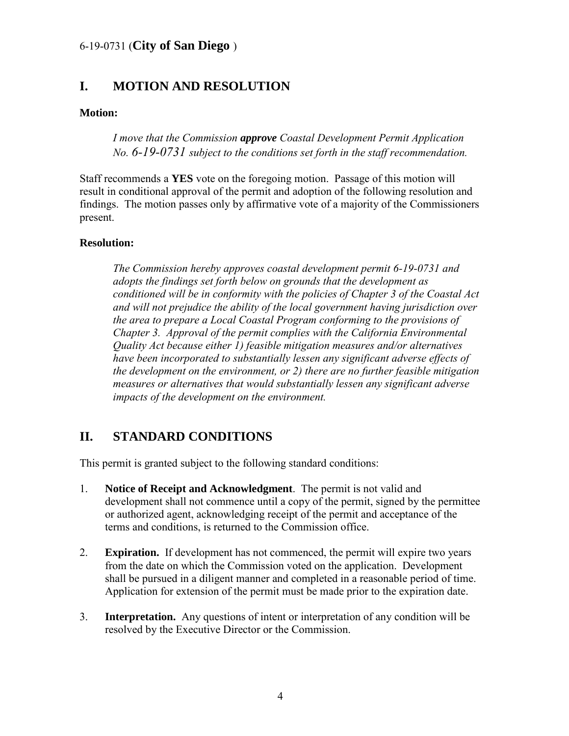## I. MOTION AND RESOLUTION

**Motion:**

> *I move that the Commission **approve** Coastal Development Permit Application No. 6-19-0731 subject to the conditions set forth in the staff recommendation.*

Staff recommends a **YES** vote on the foregoing motion. Passage of this motion will result in conditional approval of the permit and adoption of the following resolution and findings. The motion passes only by affirmative vote of a majority of the Commissioners present.

**Resolution:**

> *The Commission hereby approves coastal development permit 6-19-0731 and adopts the findings set forth below on grounds that the development as conditioned will be in conformity with the policies of Chapter 3 of the Coastal Act and will not prejudice the ability of the local government having jurisdiction over the area to prepare a Local Coastal Program conforming to the provisions of Chapter 3. Approval of the permit complies with the California Environmental Quality Act because either 1) feasible mitigation measures and/or alternatives have been incorporated to substantially lessen any significant adverse effects of the development on the environment, or 2) there are no further feasible mitigation measures or alternatives that would substantially lessen any significant adverse impacts of the development on the environment.*

## II. STANDARD CONDITIONS

This permit is granted subject to the following standard conditions:

1. **Notice of Receipt and Acknowledgment**. The permit is not valid and development shall not commence until a copy of the permit, signed by the permittee or authorized agent, acknowledging receipt of the permit and acceptance of the terms and conditions, is returned to the Commission office.

2. **Expiration.** If development has not commenced, the permit will expire two years from the date on which the Commission voted on the application. Development shall be pursued in a diligent manner and completed in a reasonable period of time. Application for extension of the permit must be made prior to the expiration date.

3. **Interpretation.** Any questions of intent or interpretation of any condition will be resolved by the Executive Director or the Commission.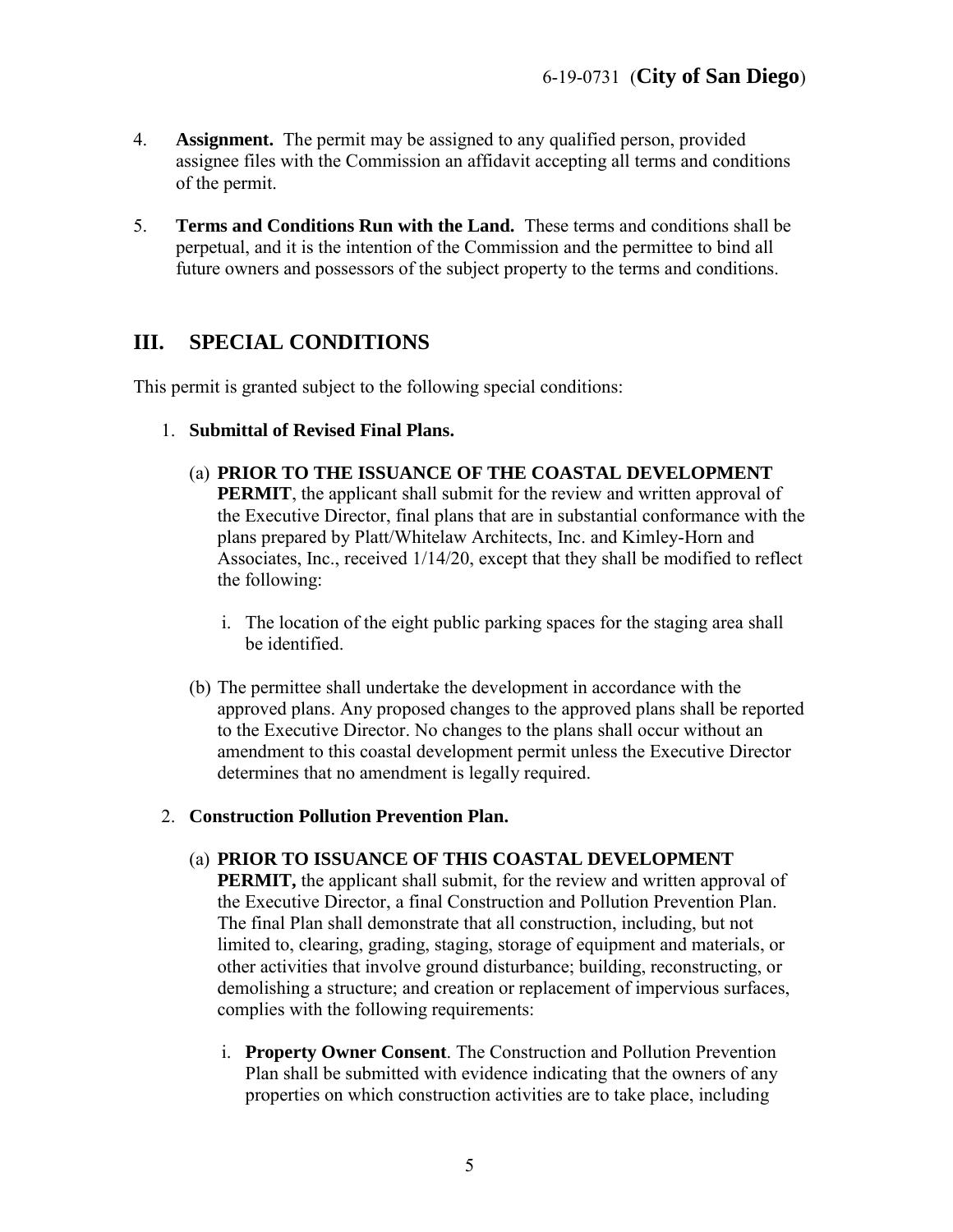4. **Assignment.** The permit may be assigned to any qualified person, provided assignee files with the Commission an affidavit accepting all terms and conditions of the permit.

5. **Terms and Conditions Run with the Land.** These terms and conditions shall be perpetual, and it is the intention of the Commission and the permittee to bind all future owners and possessors of the subject property to the terms and conditions.

## III. SPECIAL CONDITIONS

This permit is granted subject to the following special conditions:

1. **Submittal of Revised Final Plans.**

   (a) **PRIOR TO THE ISSUANCE OF THE COASTAL DEVELOPMENT PERMIT**, the applicant shall submit for the review and written approval of the Executive Director, final plans that are in substantial conformance with the plans prepared by Platt/Whitelaw Architects, Inc. and Kimley-Horn and Associates, Inc., received 1/14/20, except that they shall be modified to reflect the following:

      i. The location of the eight public parking spaces for the staging area shall be identified.

   (b) The permittee shall undertake the development in accordance with the approved plans. Any proposed changes to the approved plans shall be reported to the Executive Director. No changes to the plans shall occur without an amendment to this coastal development permit unless the Executive Director determines that no amendment is legally required.

2. **Construction Pollution Prevention Plan.**

   (a) **PRIOR TO ISSUANCE OF THIS COASTAL DEVELOPMENT PERMIT,** the applicant shall submit, for the review and written approval of the Executive Director, a final Construction and Pollution Prevention Plan. The final Plan shall demonstrate that all construction, including, but not limited to, clearing, grading, staging, storage of equipment and materials, or other activities that involve ground disturbance; building, reconstructing, or demolishing a structure; and creation or replacement of impervious surfaces, complies with the following requirements:

      i. **Property Owner Consent**. The Construction and Pollution Prevention Plan shall be submitted with evidence indicating that the owners of any properties on which construction activities are to take place, including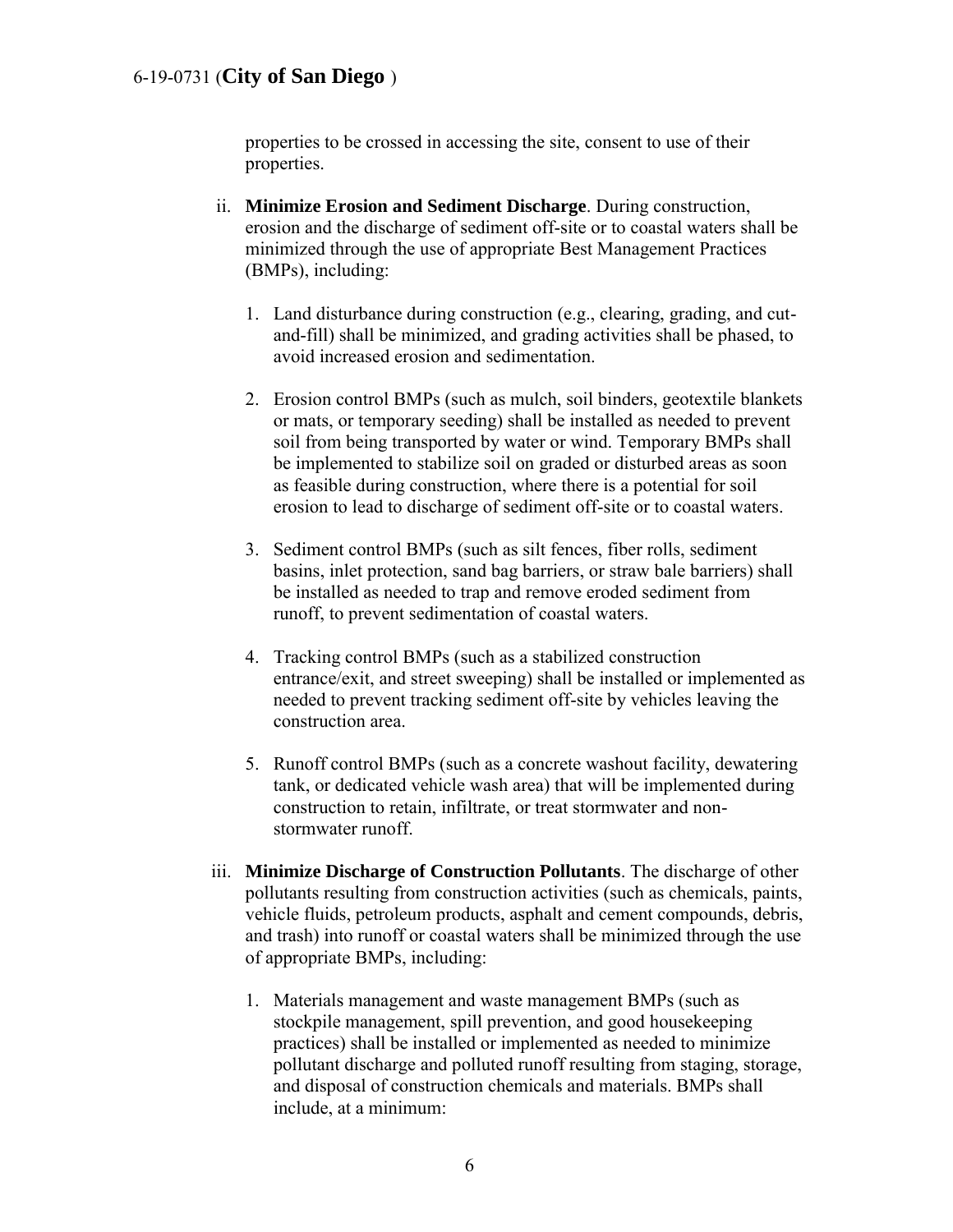properties to be crossed in accessing the site, consent to use of their properties.

ii. **Minimize Erosion and Sediment Discharge**. During construction, erosion and the discharge of sediment off-site or to coastal waters shall be minimized through the use of appropriate Best Management Practices (BMPs), including:

   1. Land disturbance during construction (e.g., clearing, grading, and cut-and-fill) shall be minimized, and grading activities shall be phased, to avoid increased erosion and sedimentation.

   2. Erosion control BMPs (such as mulch, soil binders, geotextile blankets or mats, or temporary seeding) shall be installed as needed to prevent soil from being transported by water or wind. Temporary BMPs shall be implemented to stabilize soil on graded or disturbed areas as soon as feasible during construction, where there is a potential for soil erosion to lead to discharge of sediment off-site or to coastal waters.

   3. Sediment control BMPs (such as silt fences, fiber rolls, sediment basins, inlet protection, sand bag barriers, or straw bale barriers) shall be installed as needed to trap and remove eroded sediment from runoff, to prevent sedimentation of coastal waters.

   4. Tracking control BMPs (such as a stabilized construction entrance/exit, and street sweeping) shall be installed or implemented as needed to prevent tracking sediment off-site by vehicles leaving the construction area.

   5. Runoff control BMPs (such as a concrete washout facility, dewatering tank, or dedicated vehicle wash area) that will be implemented during construction to retain, infiltrate, or treat stormwater and non-stormwater runoff.

iii. **Minimize Discharge of Construction Pollutants**. The discharge of other pollutants resulting from construction activities (such as chemicals, paints, vehicle fluids, petroleum products, asphalt and cement compounds, debris, and trash) into runoff or coastal waters shall be minimized through the use of appropriate BMPs, including:

   1. Materials management and waste management BMPs (such as stockpile management, spill prevention, and good housekeeping practices) shall be installed or implemented as needed to minimize pollutant discharge and polluted runoff resulting from staging, storage, and disposal of construction chemicals and materials. BMPs shall include, at a minimum: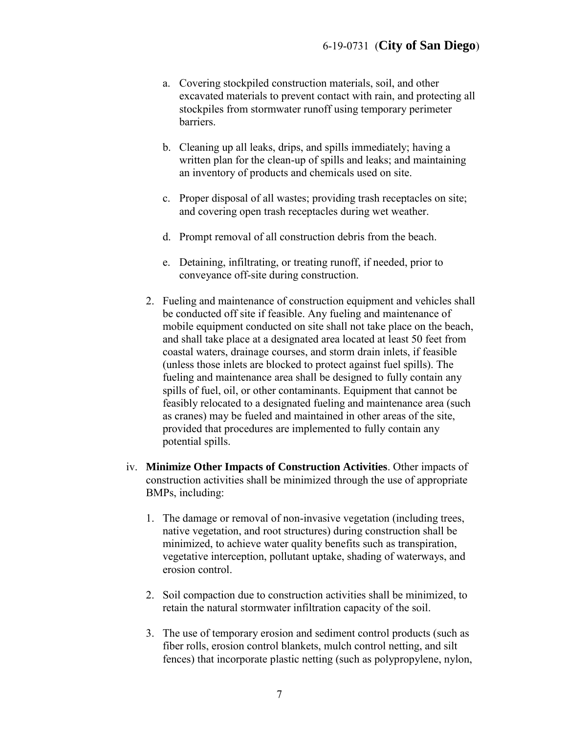a. Covering stockpiled construction materials, soil, and other excavated materials to prevent contact with rain, and protecting all stockpiles from stormwater runoff using temporary perimeter barriers.

b. Cleaning up all leaks, drips, and spills immediately; having a written plan for the clean-up of spills and leaks; and maintaining an inventory of products and chemicals used on site.

c. Proper disposal of all wastes; providing trash receptacles on site; and covering open trash receptacles during wet weather.

d. Prompt removal of all construction debris from the beach.

e. Detaining, infiltrating, or treating runoff, if needed, prior to conveyance off-site during construction.

2. Fueling and maintenance of construction equipment and vehicles shall be conducted off site if feasible. Any fueling and maintenance of mobile equipment conducted on site shall not take place on the beach, and shall take place at a designated area located at least 50 feet from coastal waters, drainage courses, and storm drain inlets, if feasible (unless those inlets are blocked to protect against fuel spills). The fueling and maintenance area shall be designed to fully contain any spills of fuel, oil, or other contaminants. Equipment that cannot be feasibly relocated to a designated fueling and maintenance area (such as cranes) may be fueled and maintained in other areas of the site, provided that procedures are implemented to fully contain any potential spills.

iv. **Minimize Other Impacts of Construction Activities**. Other impacts of construction activities shall be minimized through the use of appropriate BMPs, including:

1. The damage or removal of non-invasive vegetation (including trees, native vegetation, and root structures) during construction shall be minimized, to achieve water quality benefits such as transpiration, vegetative interception, pollutant uptake, shading of waterways, and erosion control.

2. Soil compaction due to construction activities shall be minimized, to retain the natural stormwater infiltration capacity of the soil.

3. The use of temporary erosion and sediment control products (such as fiber rolls, erosion control blankets, mulch control netting, and silt fences) that incorporate plastic netting (such as polypropylene, nylon,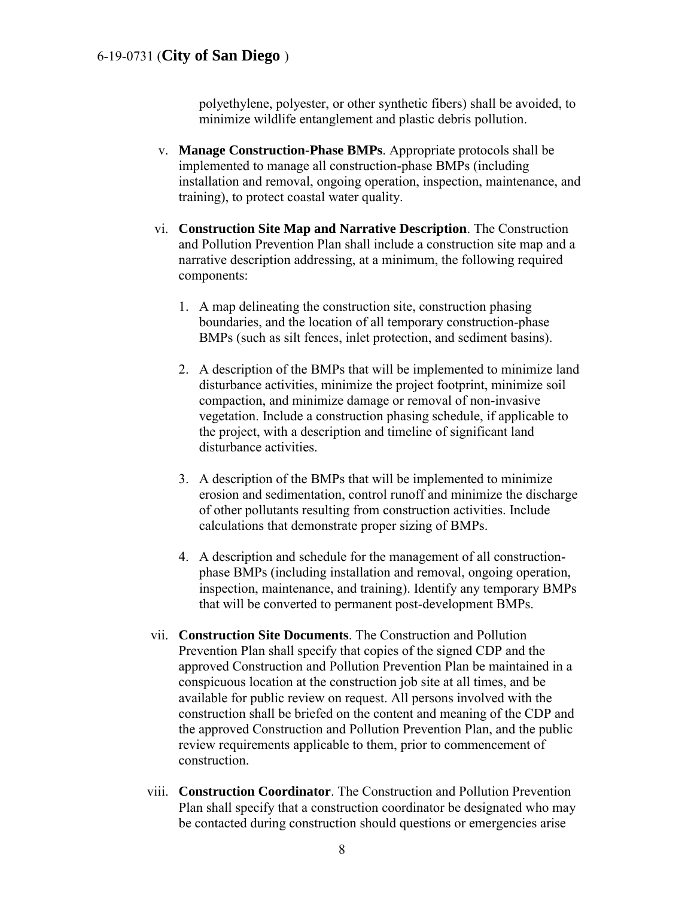polyethylene, polyester, or other synthetic fibers) shall be avoided, to minimize wildlife entanglement and plastic debris pollution.

v. **Manage Construction-Phase BMPs**. Appropriate protocols shall be implemented to manage all construction-phase BMPs (including installation and removal, ongoing operation, inspection, maintenance, and training), to protect coastal water quality.

vi. **Construction Site Map and Narrative Description**. The Construction and Pollution Prevention Plan shall include a construction site map and a narrative description addressing, at a minimum, the following required components:

1. A map delineating the construction site, construction phasing boundaries, and the location of all temporary construction-phase BMPs (such as silt fences, inlet protection, and sediment basins).

2. A description of the BMPs that will be implemented to minimize land disturbance activities, minimize the project footprint, minimize soil compaction, and minimize damage or removal of non-invasive vegetation. Include a construction phasing schedule, if applicable to the project, with a description and timeline of significant land disturbance activities.

3. A description of the BMPs that will be implemented to minimize erosion and sedimentation, control runoff and minimize the discharge of other pollutants resulting from construction activities. Include calculations that demonstrate proper sizing of BMPs.

4. A description and schedule for the management of all construction-phase BMPs (including installation and removal, ongoing operation, inspection, maintenance, and training). Identify any temporary BMPs that will be converted to permanent post-development BMPs.

vii. **Construction Site Documents**. The Construction and Pollution Prevention Plan shall specify that copies of the signed CDP and the approved Construction and Pollution Prevention Plan be maintained in a conspicuous location at the construction job site at all times, and be available for public review on request. All persons involved with the construction shall be briefed on the content and meaning of the CDP and the approved Construction and Pollution Prevention Plan, and the public review requirements applicable to them, prior to commencement of construction.

viii. **Construction Coordinator**. The Construction and Pollution Prevention Plan shall specify that a construction coordinator be designated who may be contacted during construction should questions or emergencies arise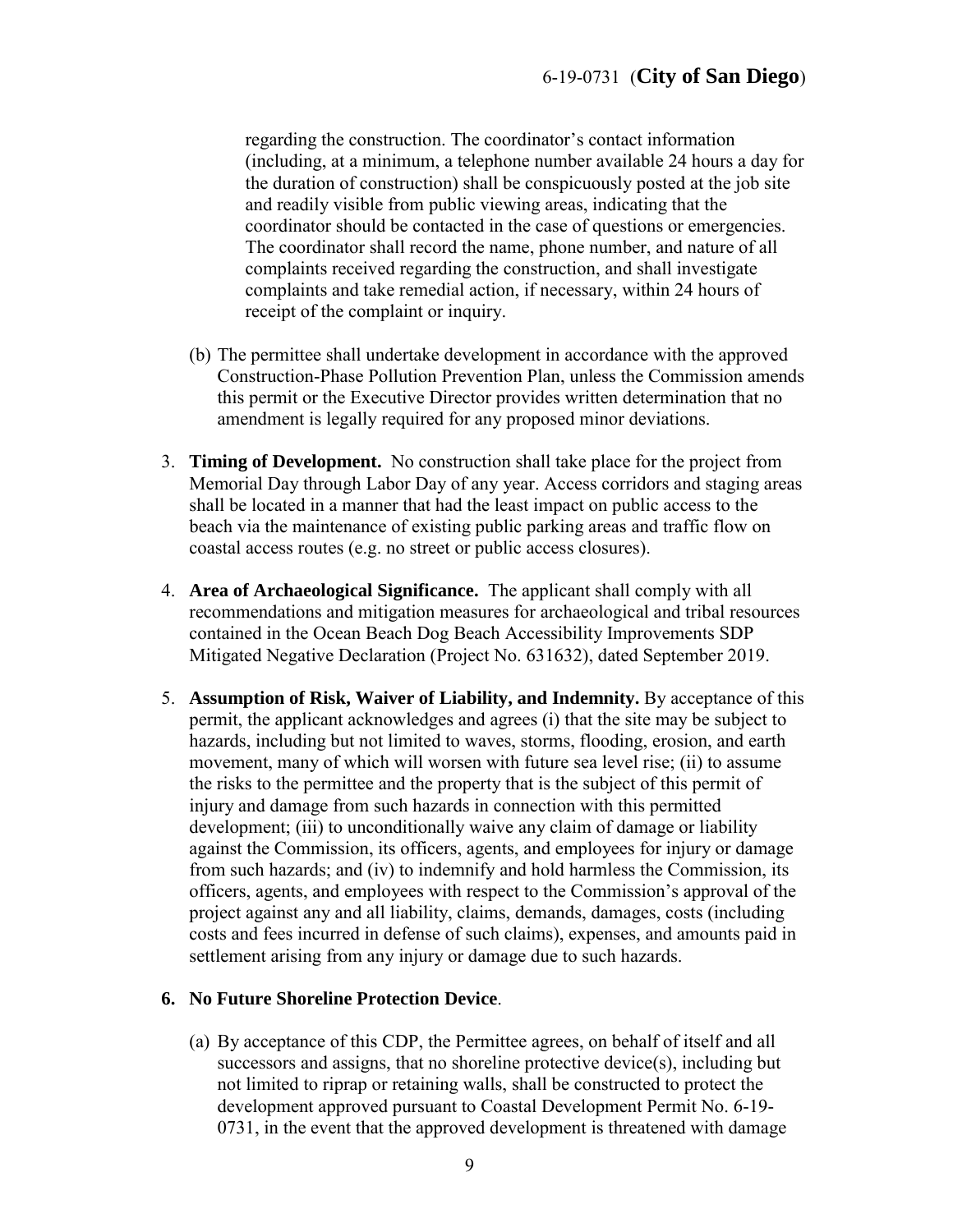regarding the construction. The coordinator's contact information (including, at a minimum, a telephone number available 24 hours a day for the duration of construction) shall be conspicuously posted at the job site and readily visible from public viewing areas, indicating that the coordinator should be contacted in the case of questions or emergencies. The coordinator shall record the name, phone number, and nature of all complaints received regarding the construction, and shall investigate complaints and take remedial action, if necessary, within 24 hours of receipt of the complaint or inquiry.

(b) The permittee shall undertake development in accordance with the approved Construction-Phase Pollution Prevention Plan, unless the Commission amends this permit or the Executive Director provides written determination that no amendment is legally required for any proposed minor deviations.

3. **Timing of Development.** No construction shall take place for the project from Memorial Day through Labor Day of any year. Access corridors and staging areas shall be located in a manner that had the least impact on public access to the beach via the maintenance of existing public parking areas and traffic flow on coastal access routes (e.g. no street or public access closures).

4. **Area of Archaeological Significance.** The applicant shall comply with all recommendations and mitigation measures for archaeological and tribal resources contained in the Ocean Beach Dog Beach Accessibility Improvements SDP Mitigated Negative Declaration (Project No. 631632), dated September 2019.

5. **Assumption of Risk, Waiver of Liability, and Indemnity.** By acceptance of this permit, the applicant acknowledges and agrees (i) that the site may be subject to hazards, including but not limited to waves, storms, flooding, erosion, and earth movement, many of which will worsen with future sea level rise; (ii) to assume the risks to the permittee and the property that is the subject of this permit of injury and damage from such hazards in connection with this permitted development; (iii) to unconditionally waive any claim of damage or liability against the Commission, its officers, agents, and employees for injury or damage from such hazards; and (iv) to indemnify and hold harmless the Commission, its officers, agents, and employees with respect to the Commission's approval of the project against any and all liability, claims, demands, damages, costs (including costs and fees incurred in defense of such claims), expenses, and amounts paid in settlement arising from any injury or damage due to such hazards.

**6. No Future Shoreline Protection Device**.

(a) By acceptance of this CDP, the Permittee agrees, on behalf of itself and all successors and assigns, that no shoreline protective device(s), including but not limited to riprap or retaining walls, shall be constructed to protect the development approved pursuant to Coastal Development Permit No. 6-19-0731, in the event that the approved development is threatened with damage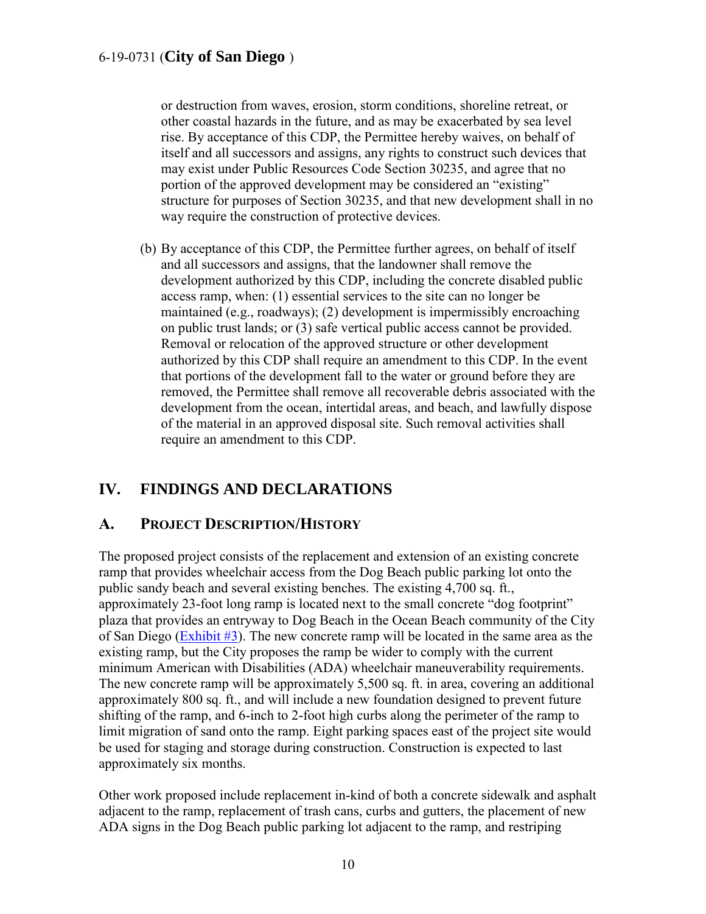or destruction from waves, erosion, storm conditions, shoreline retreat, or other coastal hazards in the future, and as may be exacerbated by sea level rise. By acceptance of this CDP, the Permittee hereby waives, on behalf of itself and all successors and assigns, any rights to construct such devices that may exist under Public Resources Code Section 30235, and agree that no portion of the approved development may be considered an "existing" structure for purposes of Section 30235, and that new development shall in no way require the construction of protective devices.

(b) By acceptance of this CDP, the Permittee further agrees, on behalf of itself and all successors and assigns, that the landowner shall remove the development authorized by this CDP, including the concrete disabled public access ramp, when: (1) essential services to the site can no longer be maintained (e.g., roadways); (2) development is impermissibly encroaching on public trust lands; or (3) safe vertical public access cannot be provided. Removal or relocation of the approved structure or other development authorized by this CDP shall require an amendment to this CDP. In the event that portions of the development fall to the water or ground before they are removed, the Permittee shall remove all recoverable debris associated with the development from the ocean, intertidal areas, and beach, and lawfully dispose of the material in an approved disposal site. Such removal activities shall require an amendment to this CDP.

## IV. FINDINGS AND DECLARATIONS

### A. PROJECT DESCRIPTION/HISTORY

The proposed project consists of the replacement and extension of an existing concrete ramp that provides wheelchair access from the Dog Beach public parking lot onto the public sandy beach and several existing benches. The existing 4,700 sq. ft., approximately 23-foot long ramp is located next to the small concrete "dog footprint" plaza that provides an entryway to Dog Beach in the Ocean Beach community of the City of San Diego (Exhibit #3). The new concrete ramp will be located in the same area as the existing ramp, but the City proposes the ramp be wider to comply with the current minimum American with Disabilities (ADA) wheelchair maneuverability requirements. The new concrete ramp will be approximately 5,500 sq. ft. in area, covering an additional approximately 800 sq. ft., and will include a new foundation designed to prevent future shifting of the ramp, and 6-inch to 2-foot high curbs along the perimeter of the ramp to limit migration of sand onto the ramp. Eight parking spaces east of the project site would be used for staging and storage during construction. Construction is expected to last approximately six months.

Other work proposed include replacement in-kind of both a concrete sidewalk and asphalt adjacent to the ramp, replacement of trash cans, curbs and gutters, the placement of new ADA signs in the Dog Beach public parking lot adjacent to the ramp, and restriping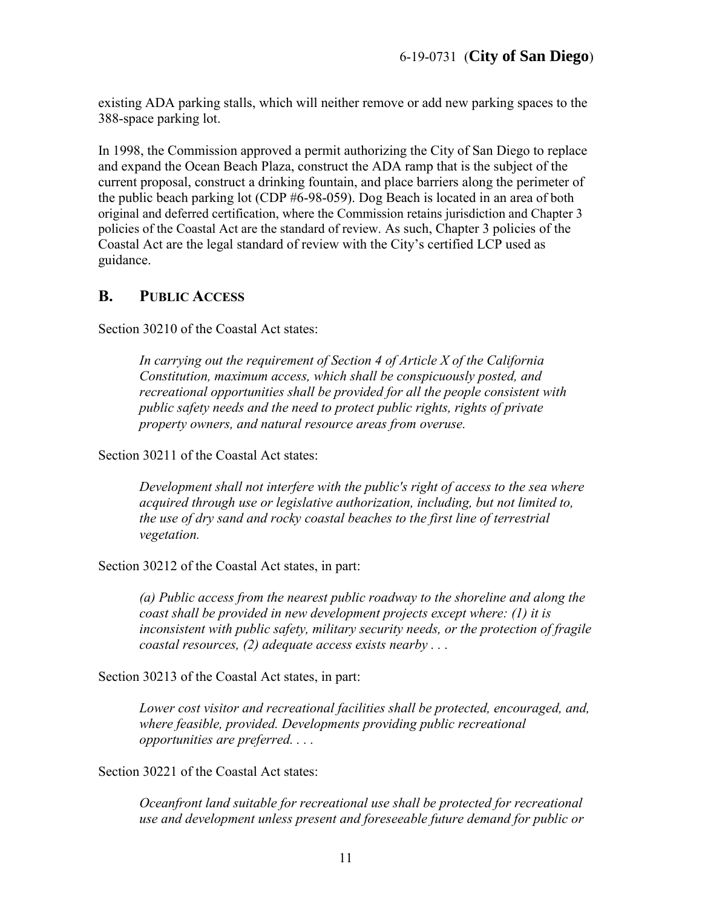existing ADA parking stalls, which will neither remove or add new parking spaces to the 388-space parking lot.

In 1998, the Commission approved a permit authorizing the City of San Diego to replace and expand the Ocean Beach Plaza, construct the ADA ramp that is the subject of the current proposal, construct a drinking fountain, and place barriers along the perimeter of the public beach parking lot (CDP #6-98-059). Dog Beach is located in an area of both original and deferred certification, where the Commission retains jurisdiction and Chapter 3 policies of the Coastal Act are the standard of review. As such, Chapter 3 policies of the Coastal Act are the legal standard of review with the City's certified LCP used as guidance.

## B. PUBLIC ACCESS

Section 30210 of the Coastal Act states:

> *In carrying out the requirement of Section 4 of Article X of the California Constitution, maximum access, which shall be conspicuously posted, and recreational opportunities shall be provided for all the people consistent with public safety needs and the need to protect public rights, rights of private property owners, and natural resource areas from overuse.*

Section 30211 of the Coastal Act states:

> *Development shall not interfere with the public's right of access to the sea where acquired through use or legislative authorization, including, but not limited to, the use of dry sand and rocky coastal beaches to the first line of terrestrial vegetation.*

Section 30212 of the Coastal Act states, in part:

> *(a) Public access from the nearest public roadway to the shoreline and along the coast shall be provided in new development projects except where: (1) it is inconsistent with public safety, military security needs, or the protection of fragile coastal resources, (2) adequate access exists nearby . . .*

Section 30213 of the Coastal Act states, in part:

> *Lower cost visitor and recreational facilities shall be protected, encouraged, and, where feasible, provided. Developments providing public recreational opportunities are preferred. . . .*

Section 30221 of the Coastal Act states:

> *Oceanfront land suitable for recreational use shall be protected for recreational use and development unless present and foreseeable future demand for public or*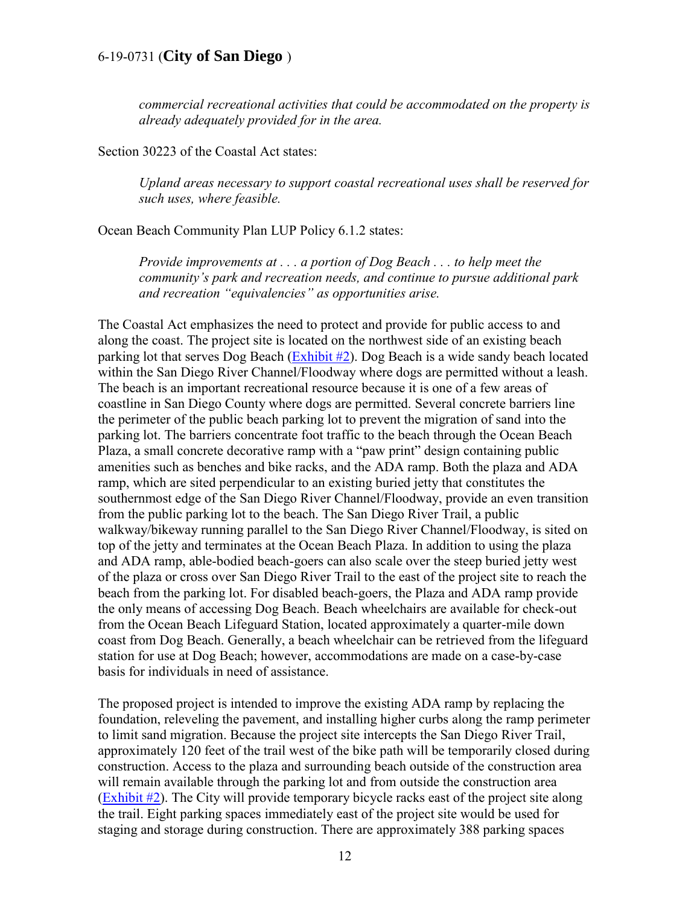*commercial recreational activities that could be accommodated on the property is already adequately provided for in the area.*

Section 30223 of the Coastal Act states:

> *Upland areas necessary to support coastal recreational uses shall be reserved for such uses, where feasible.*

Ocean Beach Community Plan LUP Policy 6.1.2 states:

> *Provide improvements at . . . a portion of Dog Beach . . . to help meet the community's park and recreation needs, and continue to pursue additional park and recreation "equivalencies" as opportunities arise.*

The Coastal Act emphasizes the need to protect and provide for public access to and along the coast. The project site is located on the northwest side of an existing beach parking lot that serves Dog Beach (Exhibit #2). Dog Beach is a wide sandy beach located within the San Diego River Channel/Floodway where dogs are permitted without a leash. The beach is an important recreational resource because it is one of a few areas of coastline in San Diego County where dogs are permitted. Several concrete barriers line the perimeter of the public beach parking lot to prevent the migration of sand into the parking lot. The barriers concentrate foot traffic to the beach through the Ocean Beach Plaza, a small concrete decorative ramp with a "paw print" design containing public amenities such as benches and bike racks, and the ADA ramp. Both the plaza and ADA ramp, which are sited perpendicular to an existing buried jetty that constitutes the southernmost edge of the San Diego River Channel/Floodway, provide an even transition from the public parking lot to the beach. The San Diego River Trail, a public walkway/bikeway running parallel to the San Diego River Channel/Floodway, is sited on top of the jetty and terminates at the Ocean Beach Plaza. In addition to using the plaza and ADA ramp, able-bodied beach-goers can also scale over the steep buried jetty west of the plaza or cross over San Diego River Trail to the east of the project site to reach the beach from the parking lot. For disabled beach-goers, the Plaza and ADA ramp provide the only means of accessing Dog Beach. Beach wheelchairs are available for check-out from the Ocean Beach Lifeguard Station, located approximately a quarter-mile down coast from Dog Beach. Generally, a beach wheelchair can be retrieved from the lifeguard station for use at Dog Beach; however, accommodations are made on a case-by-case basis for individuals in need of assistance.

The proposed project is intended to improve the existing ADA ramp by replacing the foundation, releveling the pavement, and installing higher curbs along the ramp perimeter to limit sand migration. Because the project site intercepts the San Diego River Trail, approximately 120 feet of the trail west of the bike path will be temporarily closed during construction. Access to the plaza and surrounding beach outside of the construction area will remain available through the parking lot and from outside the construction area (Exhibit #2). The City will provide temporary bicycle racks east of the project site along the trail. Eight parking spaces immediately east of the project site would be used for staging and storage during construction. There are approximately 388 parking spaces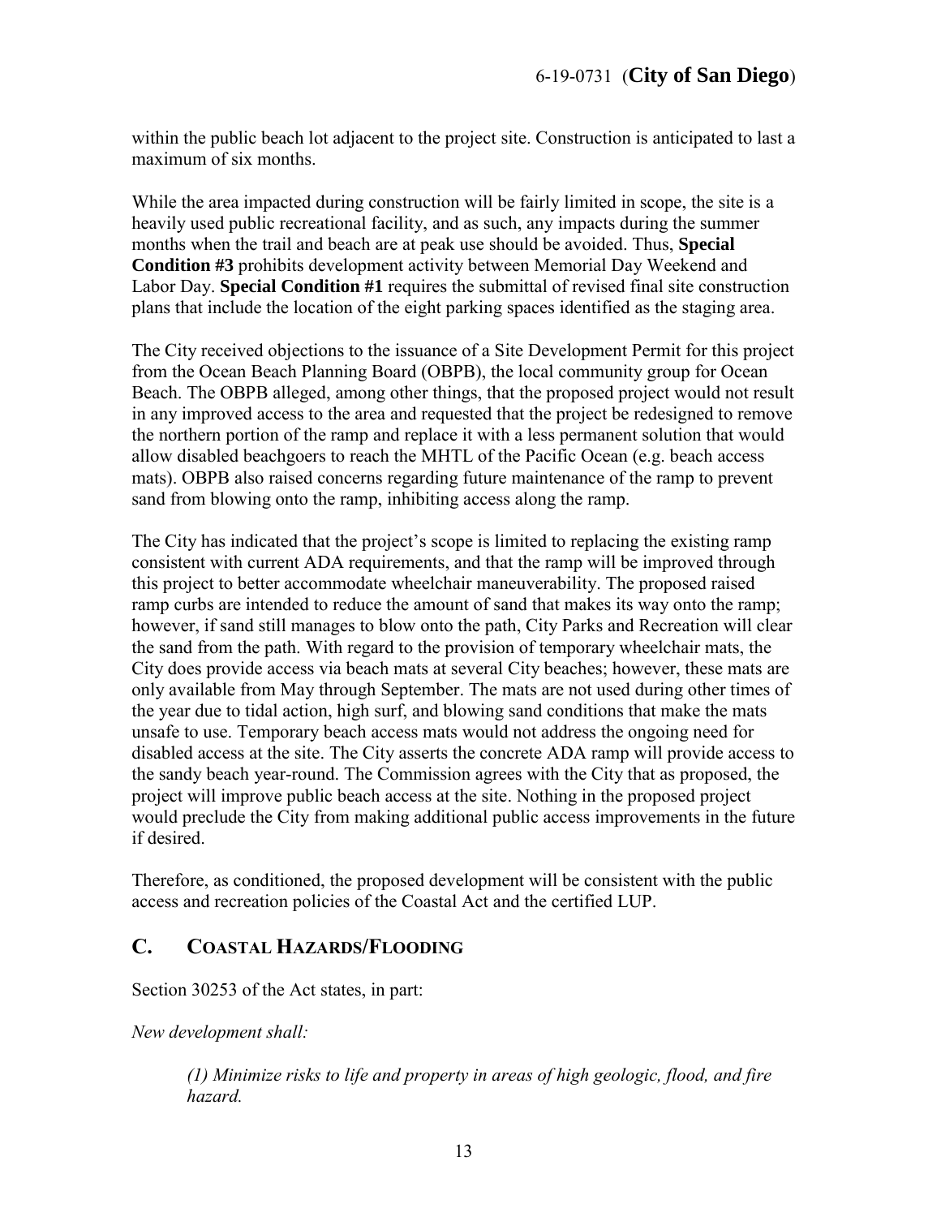within the public beach lot adjacent to the project site. Construction is anticipated to last a maximum of six months.

While the area impacted during construction will be fairly limited in scope, the site is a heavily used public recreational facility, and as such, any impacts during the summer months when the trail and beach are at peak use should be avoided. Thus, **Special Condition #3** prohibits development activity between Memorial Day Weekend and Labor Day. **Special Condition #1** requires the submittal of revised final site construction plans that include the location of the eight parking spaces identified as the staging area.

The City received objections to the issuance of a Site Development Permit for this project from the Ocean Beach Planning Board (OBPB), the local community group for Ocean Beach. The OBPB alleged, among other things, that the proposed project would not result in any improved access to the area and requested that the project be redesigned to remove the northern portion of the ramp and replace it with a less permanent solution that would allow disabled beachgoers to reach the MHTL of the Pacific Ocean (e.g. beach access mats). OBPB also raised concerns regarding future maintenance of the ramp to prevent sand from blowing onto the ramp, inhibiting access along the ramp.

The City has indicated that the project's scope is limited to replacing the existing ramp consistent with current ADA requirements, and that the ramp will be improved through this project to better accommodate wheelchair maneuverability. The proposed raised ramp curbs are intended to reduce the amount of sand that makes its way onto the ramp; however, if sand still manages to blow onto the path, City Parks and Recreation will clear the sand from the path. With regard to the provision of temporary wheelchair mats, the City does provide access via beach mats at several City beaches; however, these mats are only available from May through September. The mats are not used during other times of the year due to tidal action, high surf, and blowing sand conditions that make the mats unsafe to use. Temporary beach access mats would not address the ongoing need for disabled access at the site. The City asserts the concrete ADA ramp will provide access to the sandy beach year-round. The Commission agrees with the City that as proposed, the project will improve public beach access at the site. Nothing in the proposed project would preclude the City from making additional public access improvements in the future if desired.

Therefore, as conditioned, the proposed development will be consistent with the public access and recreation policies of the Coastal Act and the certified LUP.

## C. COASTAL HAZARDS/FLOODING

Section 30253 of the Act states, in part:

*New development shall:*

> *(1) Minimize risks to life and property in areas of high geologic, flood, and fire hazard.*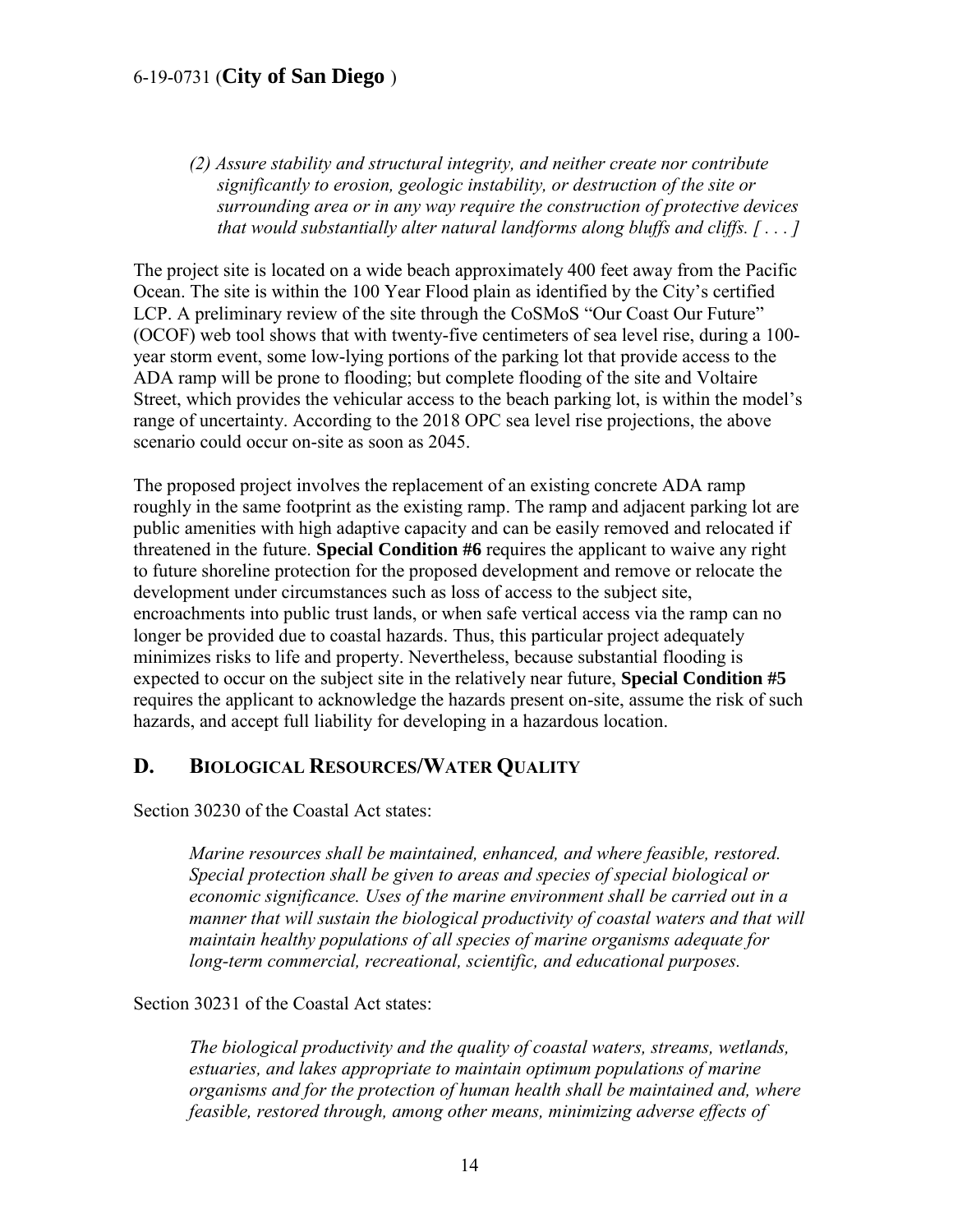*(2) Assure stability and structural integrity, and neither create nor contribute significantly to erosion, geologic instability, or destruction of the site or surrounding area or in any way require the construction of protective devices that would substantially alter natural landforms along bluffs and cliffs. [ . . . ]*

The project site is located on a wide beach approximately 400 feet away from the Pacific Ocean. The site is within the 100 Year Flood plain as identified by the City's certified LCP. A preliminary review of the site through the CoSMoS "Our Coast Our Future" (OCOF) web tool shows that with twenty-five centimeters of sea level rise, during a 100-year storm event, some low-lying portions of the parking lot that provide access to the ADA ramp will be prone to flooding; but complete flooding of the site and Voltaire Street, which provides the vehicular access to the beach parking lot, is within the model's range of uncertainty. According to the 2018 OPC sea level rise projections, the above scenario could occur on-site as soon as 2045.

The proposed project involves the replacement of an existing concrete ADA ramp roughly in the same footprint as the existing ramp. The ramp and adjacent parking lot are public amenities with high adaptive capacity and can be easily removed and relocated if threatened in the future. **Special Condition #6** requires the applicant to waive any right to future shoreline protection for the proposed development and remove or relocate the development under circumstances such as loss of access to the subject site, encroachments into public trust lands, or when safe vertical access via the ramp can no longer be provided due to coastal hazards. Thus, this particular project adequately minimizes risks to life and property. Nevertheless, because substantial flooding is expected to occur on the subject site in the relatively near future, **Special Condition #5** requires the applicant to acknowledge the hazards present on-site, assume the risk of such hazards, and accept full liability for developing in a hazardous location.

## D. BIOLOGICAL RESOURCES/WATER QUALITY

Section 30230 of the Coastal Act states:

*Marine resources shall be maintained, enhanced, and where feasible, restored. Special protection shall be given to areas and species of special biological or economic significance. Uses of the marine environment shall be carried out in a manner that will sustain the biological productivity of coastal waters and that will maintain healthy populations of all species of marine organisms adequate for long-term commercial, recreational, scientific, and educational purposes.*

Section 30231 of the Coastal Act states:

*The biological productivity and the quality of coastal waters, streams, wetlands, estuaries, and lakes appropriate to maintain optimum populations of marine organisms and for the protection of human health shall be maintained and, where feasible, restored through, among other means, minimizing adverse effects of*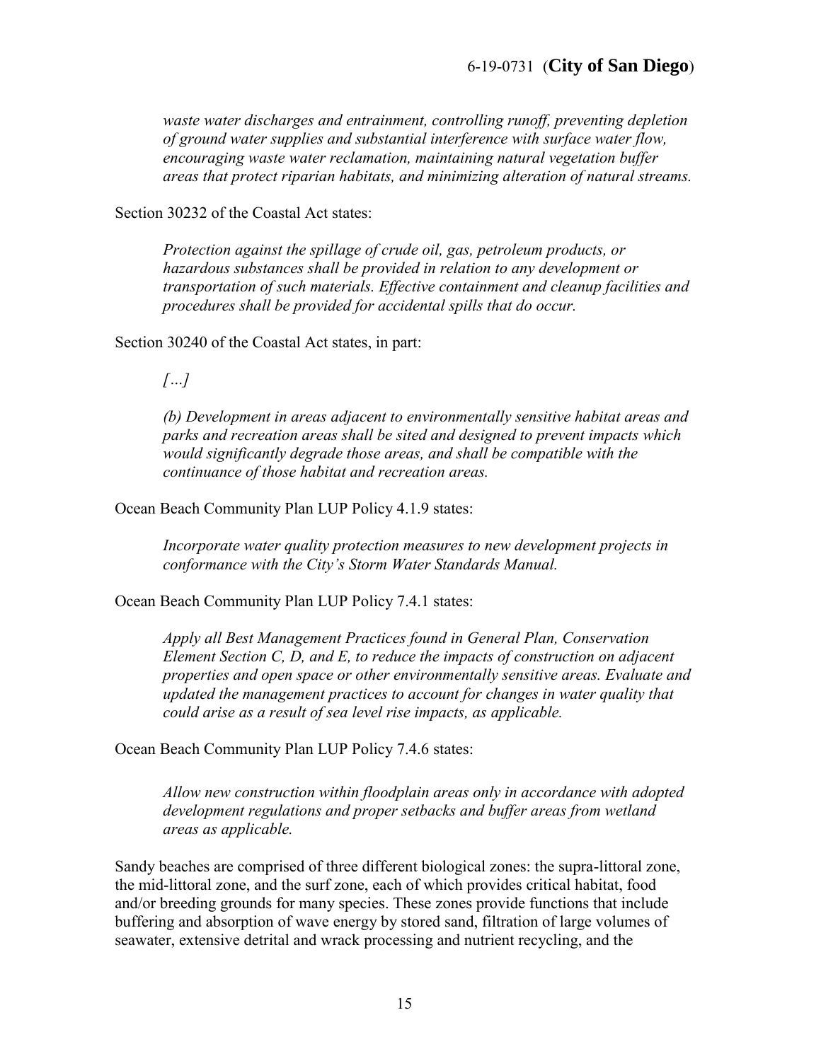*waste water discharges and entrainment, controlling runoff, preventing depletion of ground water supplies and substantial interference with surface water flow, encouraging waste water reclamation, maintaining natural vegetation buffer areas that protect riparian habitats, and minimizing alteration of natural streams.*

Section 30232 of the Coastal Act states:

> *Protection against the spillage of crude oil, gas, petroleum products, or hazardous substances shall be provided in relation to any development or transportation of such materials. Effective containment and cleanup facilities and procedures shall be provided for accidental spills that do occur.*

Section 30240 of the Coastal Act states, in part:

> *[…]*
>
> *(b) Development in areas adjacent to environmentally sensitive habitat areas and parks and recreation areas shall be sited and designed to prevent impacts which would significantly degrade those areas, and shall be compatible with the continuance of those habitat and recreation areas.*

Ocean Beach Community Plan LUP Policy 4.1.9 states:

> *Incorporate water quality protection measures to new development projects in conformance with the City's Storm Water Standards Manual.*

Ocean Beach Community Plan LUP Policy 7.4.1 states:

> *Apply all Best Management Practices found in General Plan, Conservation Element Section C, D, and E, to reduce the impacts of construction on adjacent properties and open space or other environmentally sensitive areas. Evaluate and updated the management practices to account for changes in water quality that could arise as a result of sea level rise impacts, as applicable.*

Ocean Beach Community Plan LUP Policy 7.4.6 states:

> *Allow new construction within floodplain areas only in accordance with adopted development regulations and proper setbacks and buffer areas from wetland areas as applicable.*

Sandy beaches are comprised of three different biological zones: the supra-littoral zone, the mid-littoral zone, and the surf zone, each of which provides critical habitat, food and/or breeding grounds for many species. These zones provide functions that include buffering and absorption of wave energy by stored sand, filtration of large volumes of seawater, extensive detrital and wrack processing and nutrient recycling, and the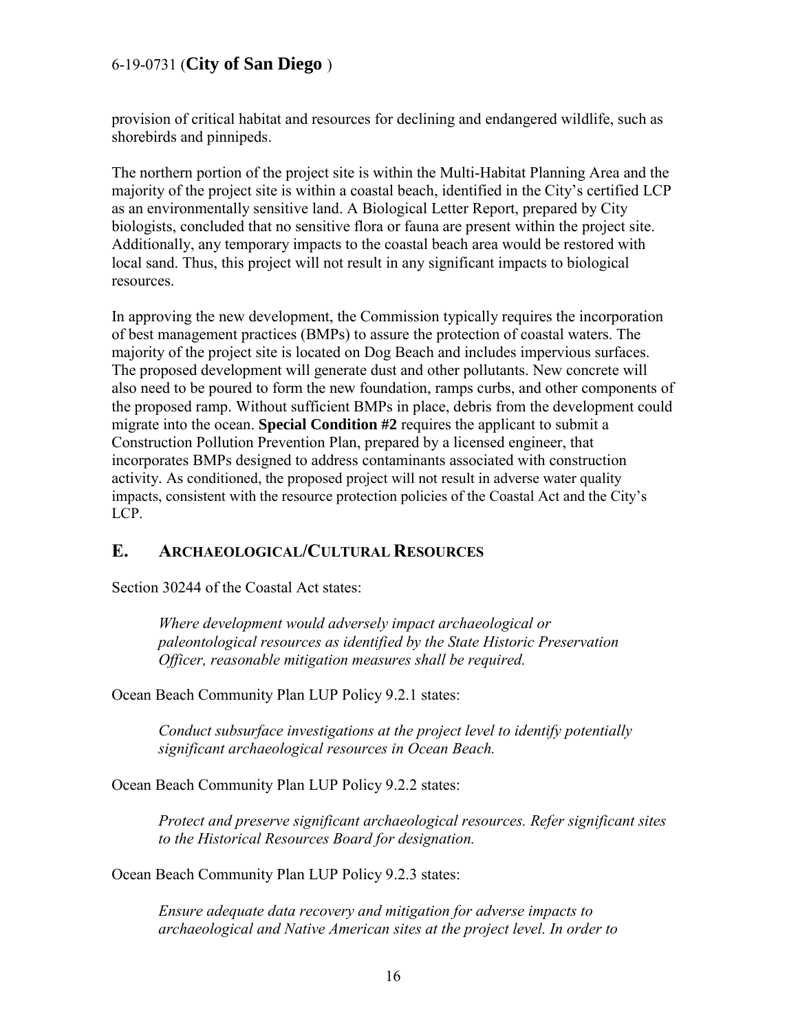provision of critical habitat and resources for declining and endangered wildlife, such as shorebirds and pinnipeds.

The northern portion of the project site is within the Multi-Habitat Planning Area and the majority of the project site is within a coastal beach, identified in the City's certified LCP as an environmentally sensitive land. A Biological Letter Report, prepared by City biologists, concluded that no sensitive flora or fauna are present within the project site. Additionally, any temporary impacts to the coastal beach area would be restored with local sand. Thus, this project will not result in any significant impacts to biological resources.

In approving the new development, the Commission typically requires the incorporation of best management practices (BMPs) to assure the protection of coastal waters. The majority of the project site is located on Dog Beach and includes impervious surfaces. The proposed development will generate dust and other pollutants. New concrete will also need to be poured to form the new foundation, ramps curbs, and other components of the proposed ramp. Without sufficient BMPs in place, debris from the development could migrate into the ocean. **Special Condition #2** requires the applicant to submit a Construction Pollution Prevention Plan, prepared by a licensed engineer, that incorporates BMPs designed to address contaminants associated with construction activity. As conditioned, the proposed project will not result in adverse water quality impacts, consistent with the resource protection policies of the Coastal Act and the City's LCP.

## E. ARCHAEOLOGICAL/CULTURAL RESOURCES

Section 30244 of the Coastal Act states:

> *Where development would adversely impact archaeological or paleontological resources as identified by the State Historic Preservation Officer, reasonable mitigation measures shall be required.*

Ocean Beach Community Plan LUP Policy 9.2.1 states:

> *Conduct subsurface investigations at the project level to identify potentially significant archaeological resources in Ocean Beach.*

Ocean Beach Community Plan LUP Policy 9.2.2 states:

> *Protect and preserve significant archaeological resources. Refer significant sites to the Historical Resources Board for designation.*

Ocean Beach Community Plan LUP Policy 9.2.3 states:

> *Ensure adequate data recovery and mitigation for adverse impacts to archaeological and Native American sites at the project level. In order to*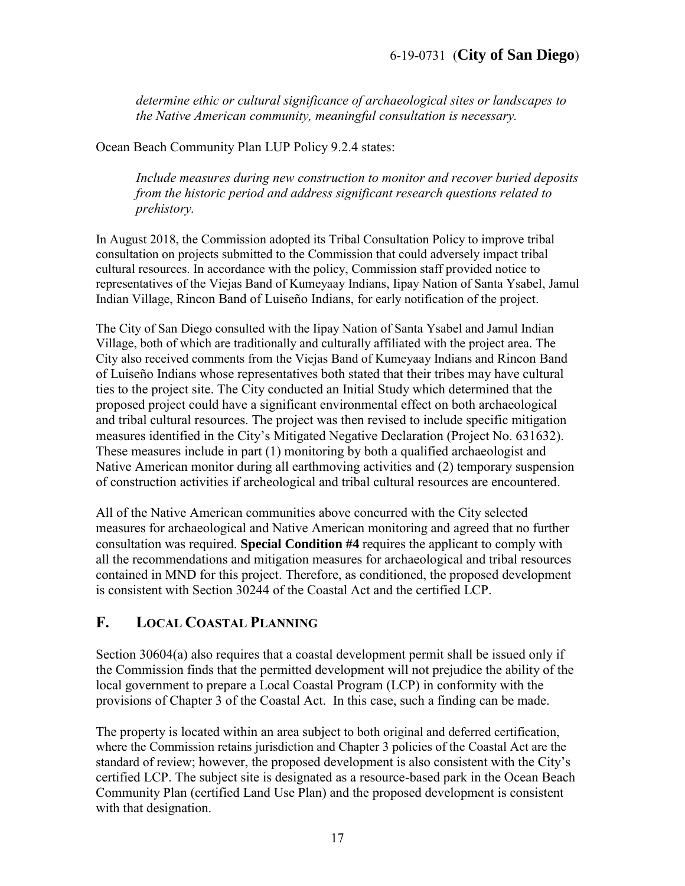*determine ethic or cultural significance of archaeological sites or landscapes to the Native American community, meaningful consultation is necessary.*

Ocean Beach Community Plan LUP Policy 9.2.4 states:

*Include measures during new construction to monitor and recover buried deposits from the historic period and address significant research questions related to prehistory.*

In August 2018, the Commission adopted its Tribal Consultation Policy to improve tribal consultation on projects submitted to the Commission that could adversely impact tribal cultural resources. In accordance with the policy, Commission staff provided notice to representatives of the Viejas Band of Kumeyaay Indians, Iipay Nation of Santa Ysabel, Jamul Indian Village, Rincon Band of Luiseño Indians, for early notification of the project.

The City of San Diego consulted with the Iipay Nation of Santa Ysabel and Jamul Indian Village, both of which are traditionally and culturally affiliated with the project area. The City also received comments from the Viejas Band of Kumeyaay Indians and Rincon Band of Luiseño Indians whose representatives both stated that their tribes may have cultural ties to the project site. The City conducted an Initial Study which determined that the proposed project could have a significant environmental effect on both archaeological and tribal cultural resources. The project was then revised to include specific mitigation measures identified in the City's Mitigated Negative Declaration (Project No. 631632). These measures include in part (1) monitoring by both a qualified archaeologist and Native American monitor during all earthmoving activities and (2) temporary suspension of construction activities if archeological and tribal cultural resources are encountered.

All of the Native American communities above concurred with the City selected measures for archaeological and Native American monitoring and agreed that no further consultation was required. **Special Condition #4** requires the applicant to comply with all the recommendations and mitigation measures for archaeological and tribal resources contained in MND for this project. Therefore, as conditioned, the proposed development is consistent with Section 30244 of the Coastal Act and the certified LCP.

## F. LOCAL COASTAL PLANNING

Section 30604(a) also requires that a coastal development permit shall be issued only if the Commission finds that the permitted development will not prejudice the ability of the local government to prepare a Local Coastal Program (LCP) in conformity with the provisions of Chapter 3 of the Coastal Act. In this case, such a finding can be made.

The property is located within an area subject to both original and deferred certification, where the Commission retains jurisdiction and Chapter 3 policies of the Coastal Act are the standard of review; however, the proposed development is also consistent with the City's certified LCP. The subject site is designated as a resource-based park in the Ocean Beach Community Plan (certified Land Use Plan) and the proposed development is consistent with that designation.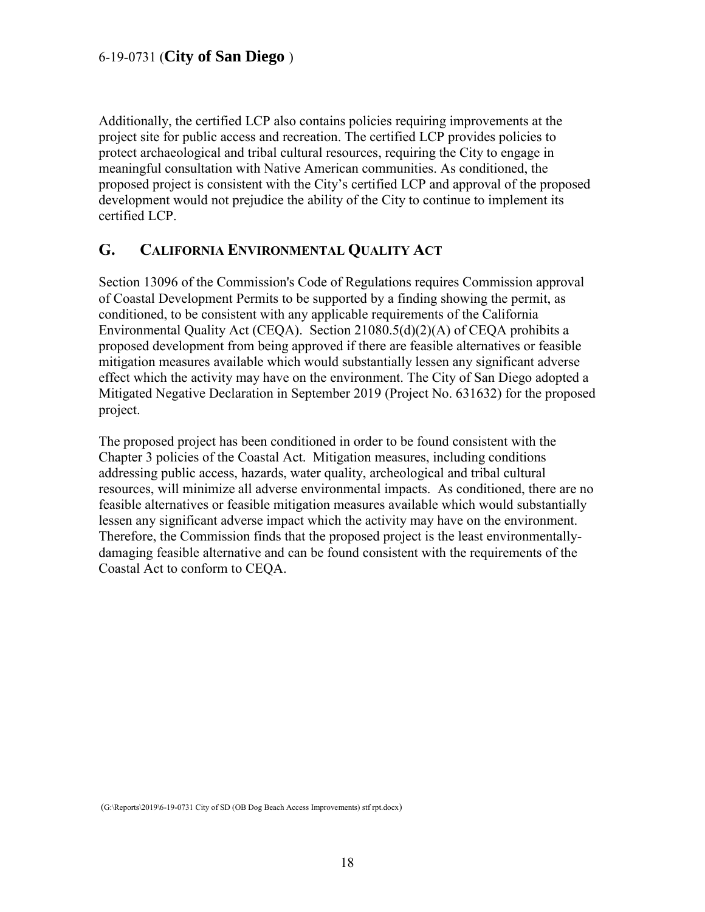Additionally, the certified LCP also contains policies requiring improvements at the project site for public access and recreation. The certified LCP provides policies to protect archaeological and tribal cultural resources, requiring the City to engage in meaningful consultation with Native American communities. As conditioned, the proposed project is consistent with the City's certified LCP and approval of the proposed development would not prejudice the ability of the City to continue to implement its certified LCP.

## G. CALIFORNIA ENVIRONMENTAL QUALITY ACT

Section 13096 of the Commission's Code of Regulations requires Commission approval of Coastal Development Permits to be supported by a finding showing the permit, as conditioned, to be consistent with any applicable requirements of the California Environmental Quality Act (CEQA). Section 21080.5(d)(2)(A) of CEQA prohibits a proposed development from being approved if there are feasible alternatives or feasible mitigation measures available which would substantially lessen any significant adverse effect which the activity may have on the environment. The City of San Diego adopted a Mitigated Negative Declaration in September 2019 (Project No. 631632) for the proposed project.

The proposed project has been conditioned in order to be found consistent with the Chapter 3 policies of the Coastal Act. Mitigation measures, including conditions addressing public access, hazards, water quality, archeological and tribal cultural resources, will minimize all adverse environmental impacts. As conditioned, there are no feasible alternatives or feasible mitigation measures available which would substantially lessen any significant adverse impact which the activity may have on the environment. Therefore, the Commission finds that the proposed project is the least environmentally-damaging feasible alternative and can be found consistent with the requirements of the Coastal Act to conform to CEQA.

(G:\Reports\2019\6-19-0731 City of SD (OB Dog Beach Access Improvements) stf rpt.docx)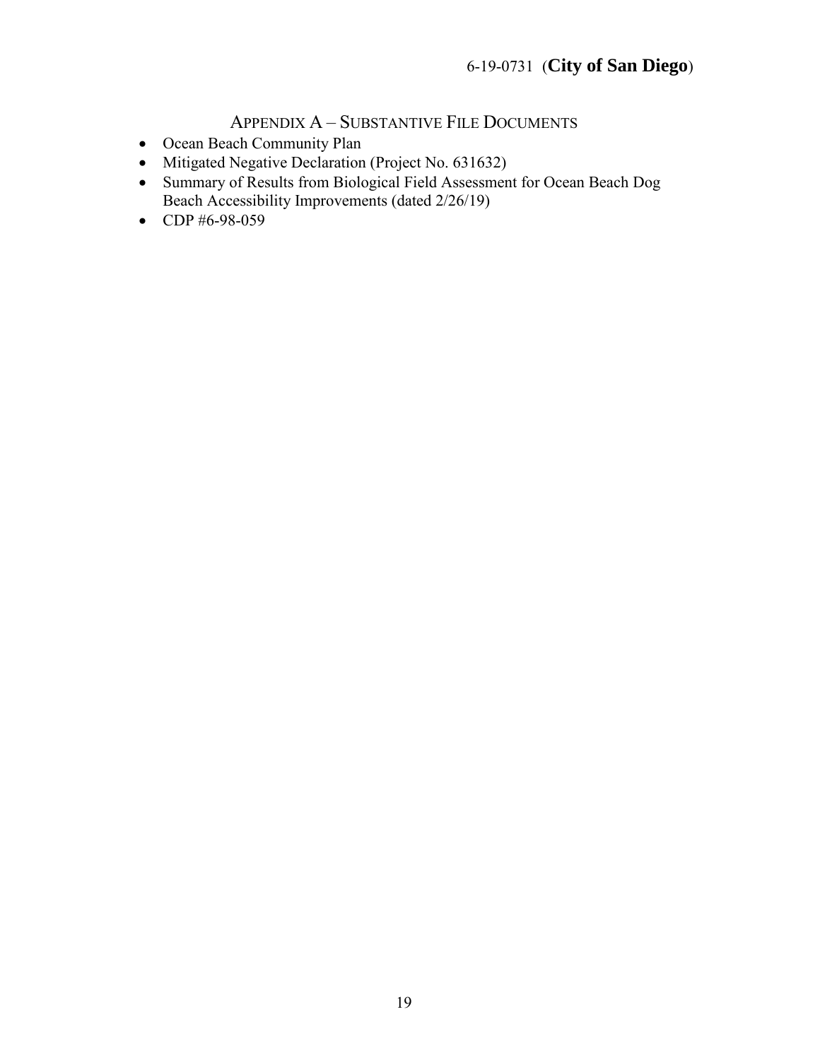## Appendix A – Substantive File Documents

- Ocean Beach Community Plan
- Mitigated Negative Declaration (Project No. 631632)
- Summary of Results from Biological Field Assessment for Ocean Beach Dog Beach Accessibility Improvements (dated 2/26/19)
- CDP #6-98-059